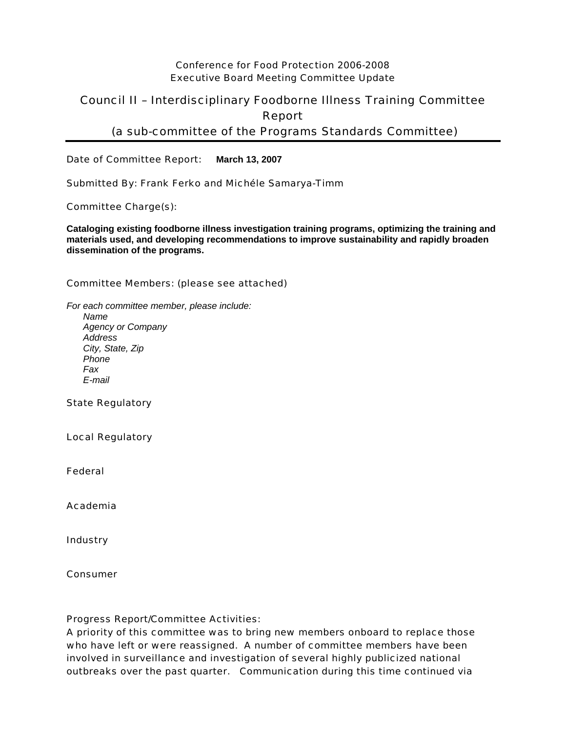Conference for Food Protection 2006-2008
Executive Board Meeting Committee Update

# Council II – Interdisciplinary Foodborne Illness Training Committee Report
## (a sub-committee of the Programs Standards Committee)

---

Date of Committee Report: **March 13, 2007**

Submitted By: Frank Ferko and Michéle Samarya-Timm

Committee Charge(s):

**Cataloging existing foodborne illness investigation training programs, optimizing the training and materials used, and developing recommendations to improve sustainability and rapidly broaden dissemination of the programs.**

Committee Members: (please see attached)

*For each committee member, please include:*
*Name*
*Agency or Company*
*Address*
*City, State, Zip*
*Phone*
*Fax*
*E-mail*

State Regulatory

Local Regulatory

Federal

Academia

Industry

Consumer

Progress Report/Committee Activities:
A priority of this committee was to bring new members onboard to replace those who have left or were reassigned. A number of committee members have been involved in surveillance and investigation of several highly publicized national outbreaks over the past quarter. Communication during this time continued via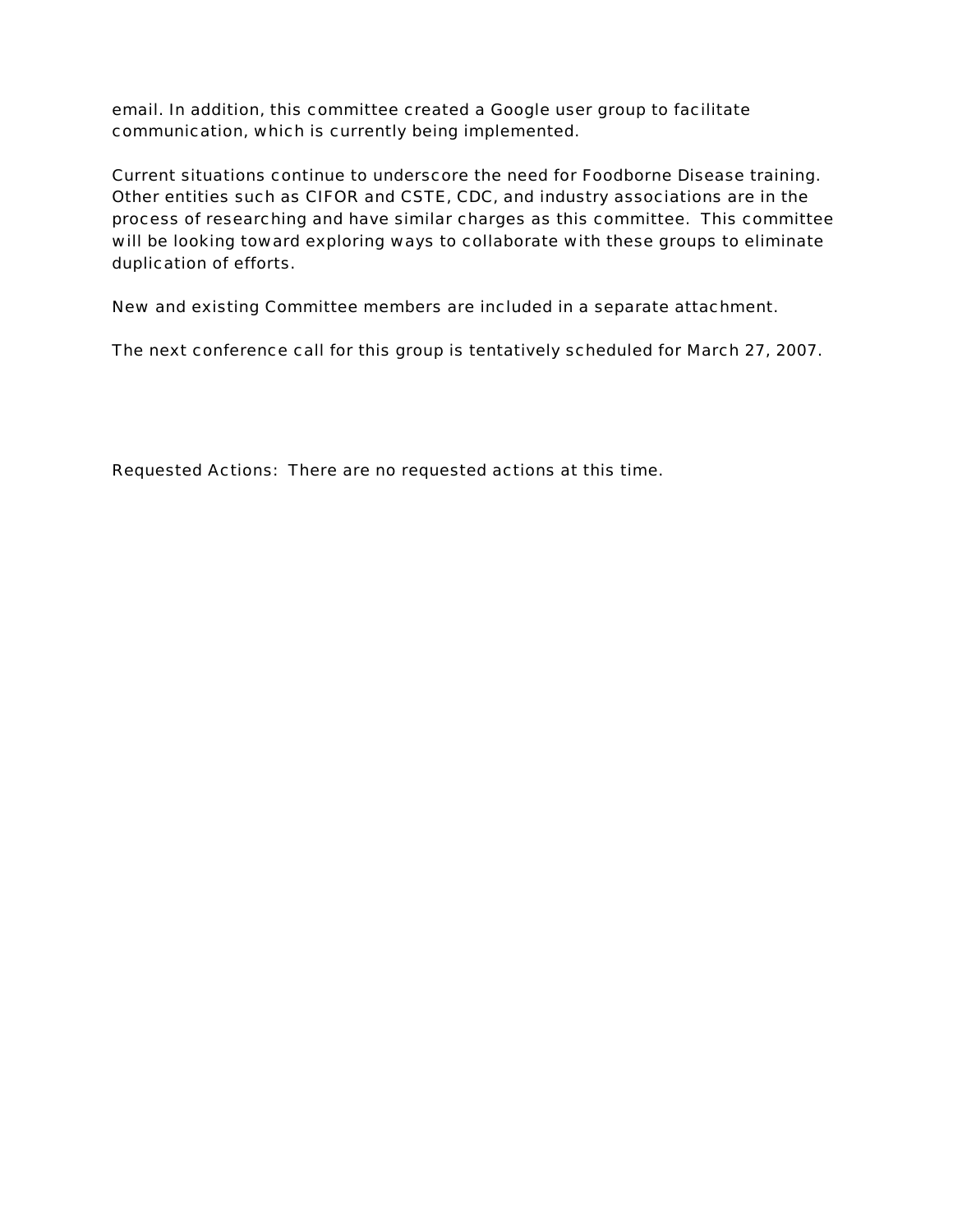email. In addition, this committee created a Google user group to facilitate communication, which is currently being implemented.

Current situations continue to underscore the need for Foodborne Disease training. Other entities such as CIFOR and CSTE, CDC, and industry associations are in the process of researching and have similar charges as this committee. This committee will be looking toward exploring ways to collaborate with these groups to eliminate duplication of efforts.

New and existing Committee members are included in a separate attachment.

The next conference call for this group is tentatively scheduled for March 27, 2007.

Requested Actions: There are no requested actions at this time.